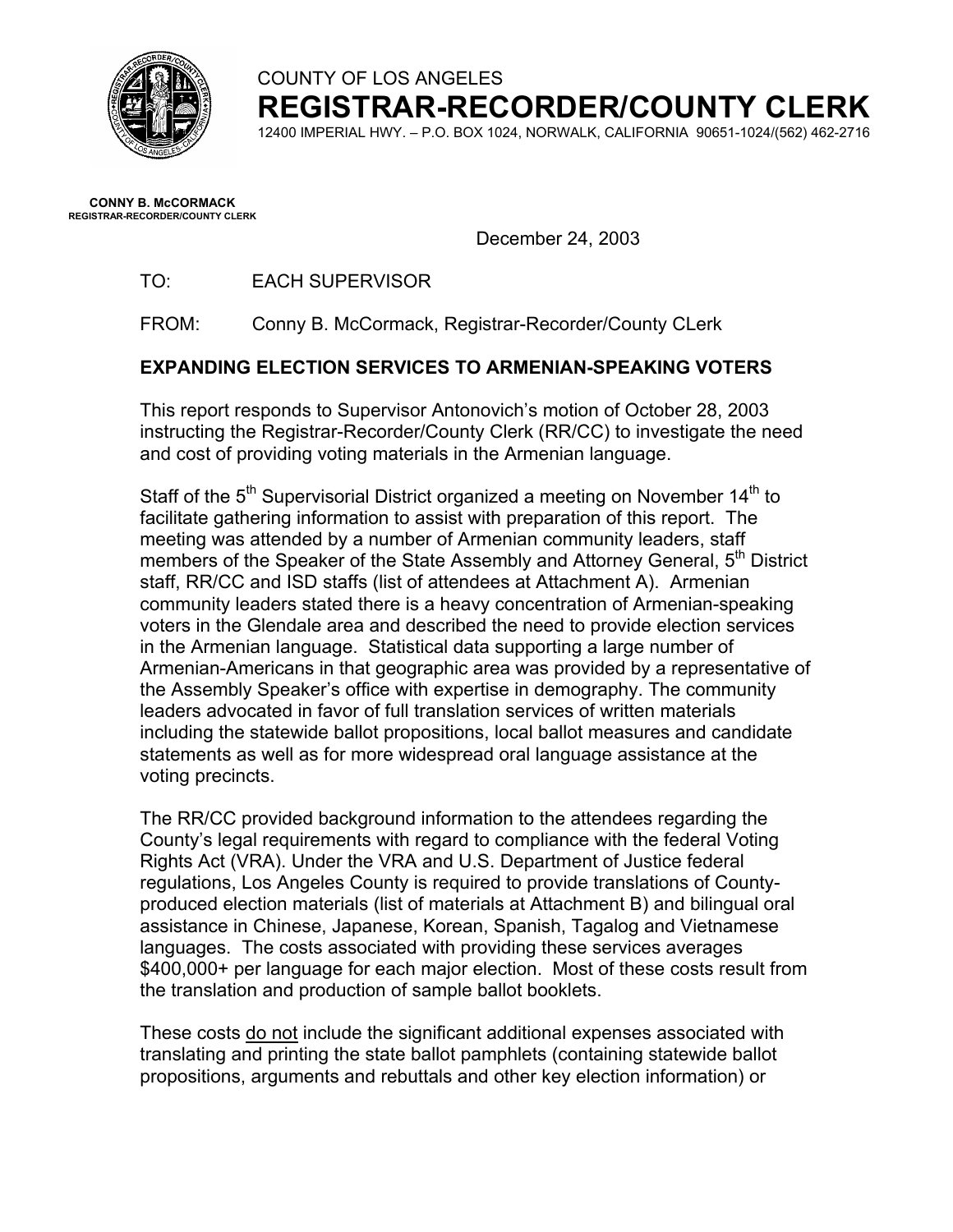COUNTY OF LOS ANGELES

# REGISTRAR-RECORDER/COUNTY CLERK

12400 IMPERIAL HWY. – P.O. BOX 1024, NORWALK, CALIFORNIA 90651-1024/(562) 462-2716

**CONNY B. McCORMACK**
**REGISTRAR-RECORDER/COUNTY CLERK**

December 24, 2003

TO: EACH SUPERVISOR

FROM: Conny B. McCormack, Registrar-Recorder/County CLerk

## EXPANDING ELECTION SERVICES TO ARMENIAN-SPEAKING VOTERS

This report responds to Supervisor Antonovich's motion of October 28, 2003 instructing the Registrar-Recorder/County Clerk (RR/CC) to investigate the need and cost of providing voting materials in the Armenian language.

Staff of the 5th Supervisorial District organized a meeting on November 14th to facilitate gathering information to assist with preparation of this report. The meeting was attended by a number of Armenian community leaders, staff members of the Speaker of the State Assembly and Attorney General, 5th District staff, RR/CC and ISD staffs (list of attendees at Attachment A). Armenian community leaders stated there is a heavy concentration of Armenian-speaking voters in the Glendale area and described the need to provide election services in the Armenian language. Statistical data supporting a large number of Armenian-Americans in that geographic area was provided by a representative of the Assembly Speaker's office with expertise in demography. The community leaders advocated in favor of full translation services of written materials including the statewide ballot propositions, local ballot measures and candidate statements as well as for more widespread oral language assistance at the voting precincts.

The RR/CC provided background information to the attendees regarding the County's legal requirements with regard to compliance with the federal Voting Rights Act (VRA). Under the VRA and U.S. Department of Justice federal regulations, Los Angeles County is required to provide translations of County-produced election materials (list of materials at Attachment B) and bilingual oral assistance in Chinese, Japanese, Korean, Spanish, Tagalog and Vietnamese languages. The costs associated with providing these services averages $400,000+ per language for each major election. Most of these costs result from the translation and production of sample ballot booklets.

These costs <u>do not</u> include the significant additional expenses associated with translating and printing the state ballot pamphlets (containing statewide ballot propositions, arguments and rebuttals and other key election information) or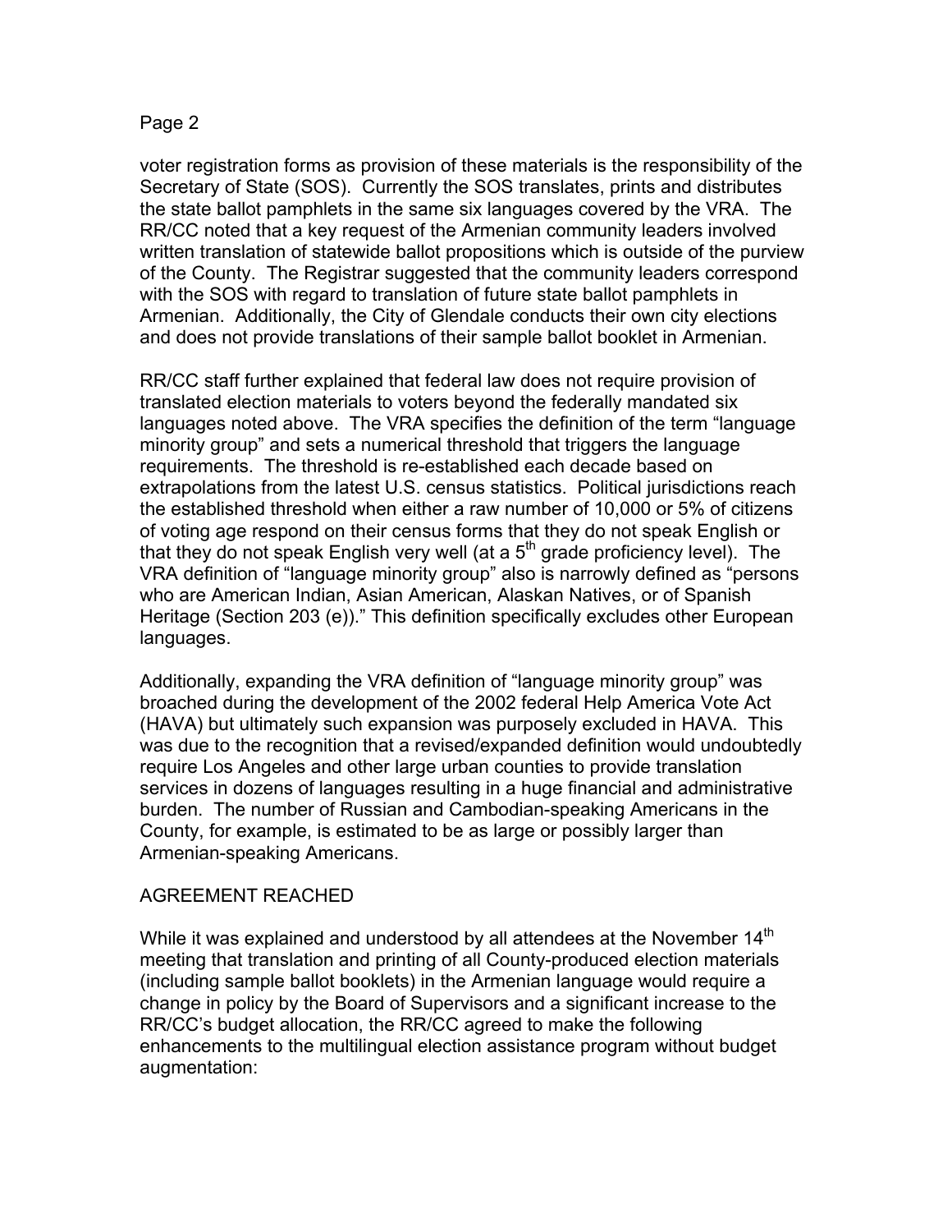voter registration forms as provision of these materials is the responsibility of the Secretary of State (SOS). Currently the SOS translates, prints and distributes the state ballot pamphlets in the same six languages covered by the VRA. The RR/CC noted that a key request of the Armenian community leaders involved written translation of statewide ballot propositions which is outside of the purview of the County. The Registrar suggested that the community leaders correspond with the SOS with regard to translation of future state ballot pamphlets in Armenian. Additionally, the City of Glendale conducts their own city elections and does not provide translations of their sample ballot booklet in Armenian.

RR/CC staff further explained that federal law does not require provision of translated election materials to voters beyond the federally mandated six languages noted above. The VRA specifies the definition of the term "language minority group" and sets a numerical threshold that triggers the language requirements. The threshold is re-established each decade based on extrapolations from the latest U.S. census statistics. Political jurisdictions reach the established threshold when either a raw number of 10,000 or 5% of citizens of voting age respond on their census forms that they do not speak English or that they do not speak English very well (at a 5th grade proficiency level). The VRA definition of "language minority group" also is narrowly defined as "persons who are American Indian, Asian American, Alaskan Natives, or of Spanish Heritage (Section 203 (e))." This definition specifically excludes other European languages.

Additionally, expanding the VRA definition of "language minority group" was broached during the development of the 2002 federal Help America Vote Act (HAVA) but ultimately such expansion was purposely excluded in HAVA. This was due to the recognition that a revised/expanded definition would undoubtedly require Los Angeles and other large urban counties to provide translation services in dozens of languages resulting in a huge financial and administrative burden. The number of Russian and Cambodian-speaking Americans in the County, for example, is estimated to be as large or possibly larger than Armenian-speaking Americans.

## AGREEMENT REACHED

While it was explained and understood by all attendees at the November 14th meeting that translation and printing of all County-produced election materials (including sample ballot booklets) in the Armenian language would require a change in policy by the Board of Supervisors and a significant increase to the RR/CC's budget allocation, the RR/CC agreed to make the following enhancements to the multilingual election assistance program without budget augmentation: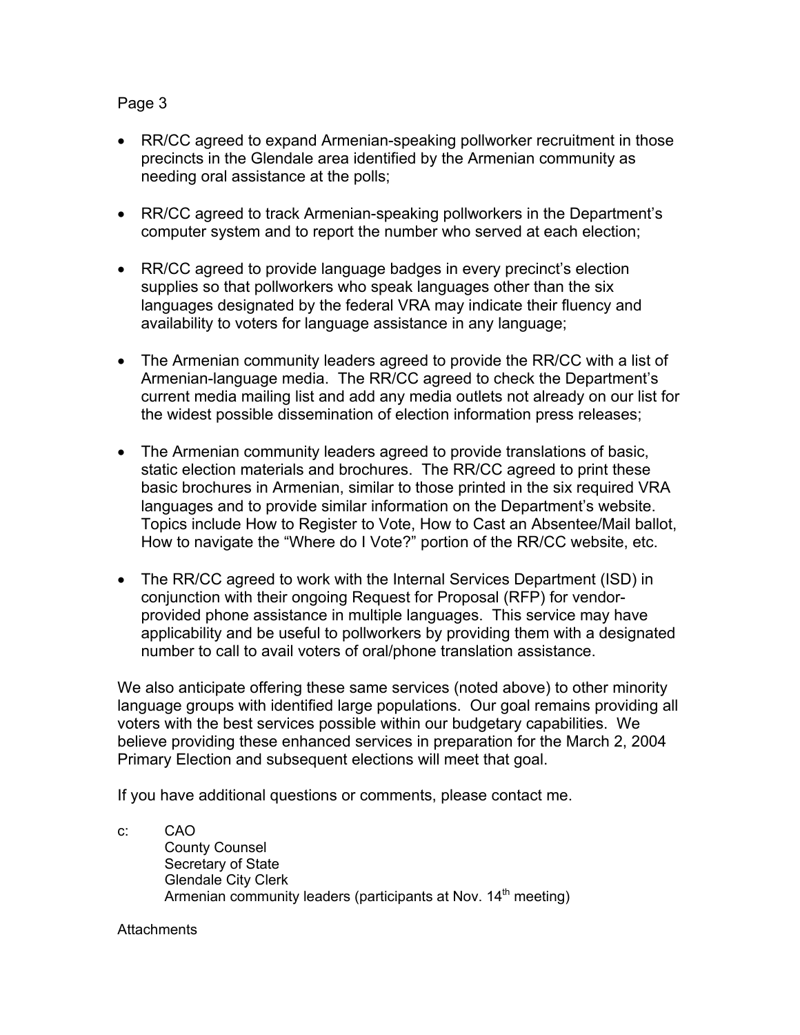- RR/CC agreed to expand Armenian-speaking pollworker recruitment in those precincts in the Glendale area identified by the Armenian community as needing oral assistance at the polls;

- RR/CC agreed to track Armenian-speaking pollworkers in the Department's computer system and to report the number who served at each election;

- RR/CC agreed to provide language badges in every precinct's election supplies so that pollworkers who speak languages other than the six languages designated by the federal VRA may indicate their fluency and availability to voters for language assistance in any language;

- The Armenian community leaders agreed to provide the RR/CC with a list of Armenian-language media. The RR/CC agreed to check the Department's current media mailing list and add any media outlets not already on our list for the widest possible dissemination of election information press releases;

- The Armenian community leaders agreed to provide translations of basic, static election materials and brochures. The RR/CC agreed to print these basic brochures in Armenian, similar to those printed in the six required VRA languages and to provide similar information on the Department's website. Topics include How to Register to Vote, How to Cast an Absentee/Mail ballot, How to navigate the "Where do I Vote?" portion of the RR/CC website, etc.

- The RR/CC agreed to work with the Internal Services Department (ISD) in conjunction with their ongoing Request for Proposal (RFP) for vendor-provided phone assistance in multiple languages. This service may have applicability and be useful to pollworkers by providing them with a designated number to call to avail voters of oral/phone translation assistance.

We also anticipate offering these same services (noted above) to other minority language groups with identified large populations. Our goal remains providing all voters with the best services possible within our budgetary capabilities. We believe providing these enhanced services in preparation for the March 2, 2004 Primary Election and subsequent elections will meet that goal.

If you have additional questions or comments, please contact me.

c: CAO
County Counsel
Secretary of State
Glendale City Clerk
Armenian community leaders (participants at Nov. 14th meeting)

Attachments